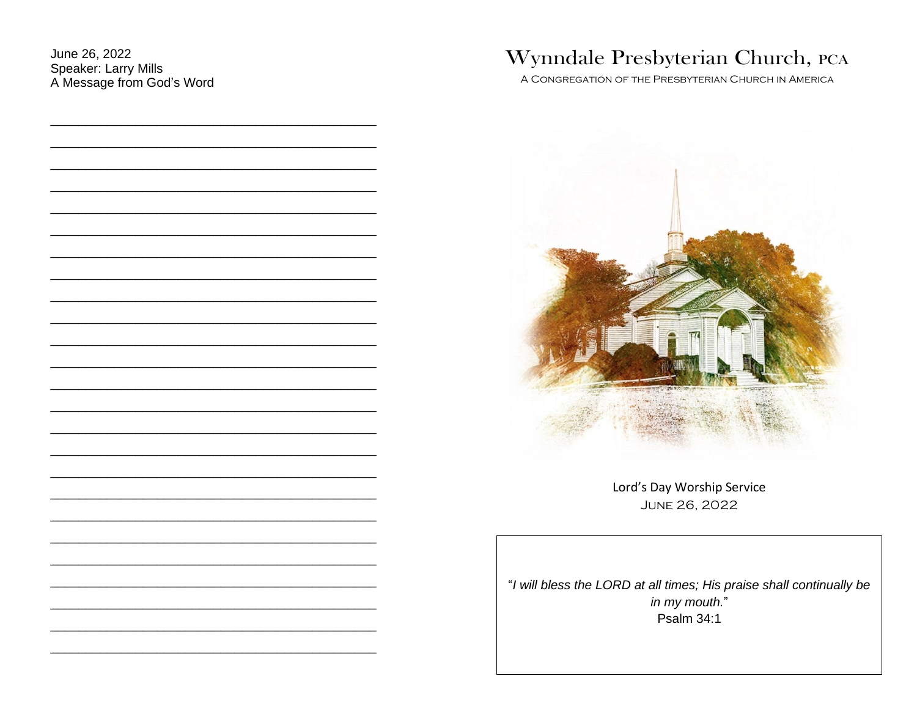June 26, 2022
Speaker: Larry Mills
A Message from God's Word

# Wynndale Presbyterian Church, PCA

A Congregation of the Presbyterian Church in America

Lord's Day Worship Service
June 26, 2022

"*I will bless the LORD at all times; His praise shall continually be in my mouth.*"
Psalm 34:1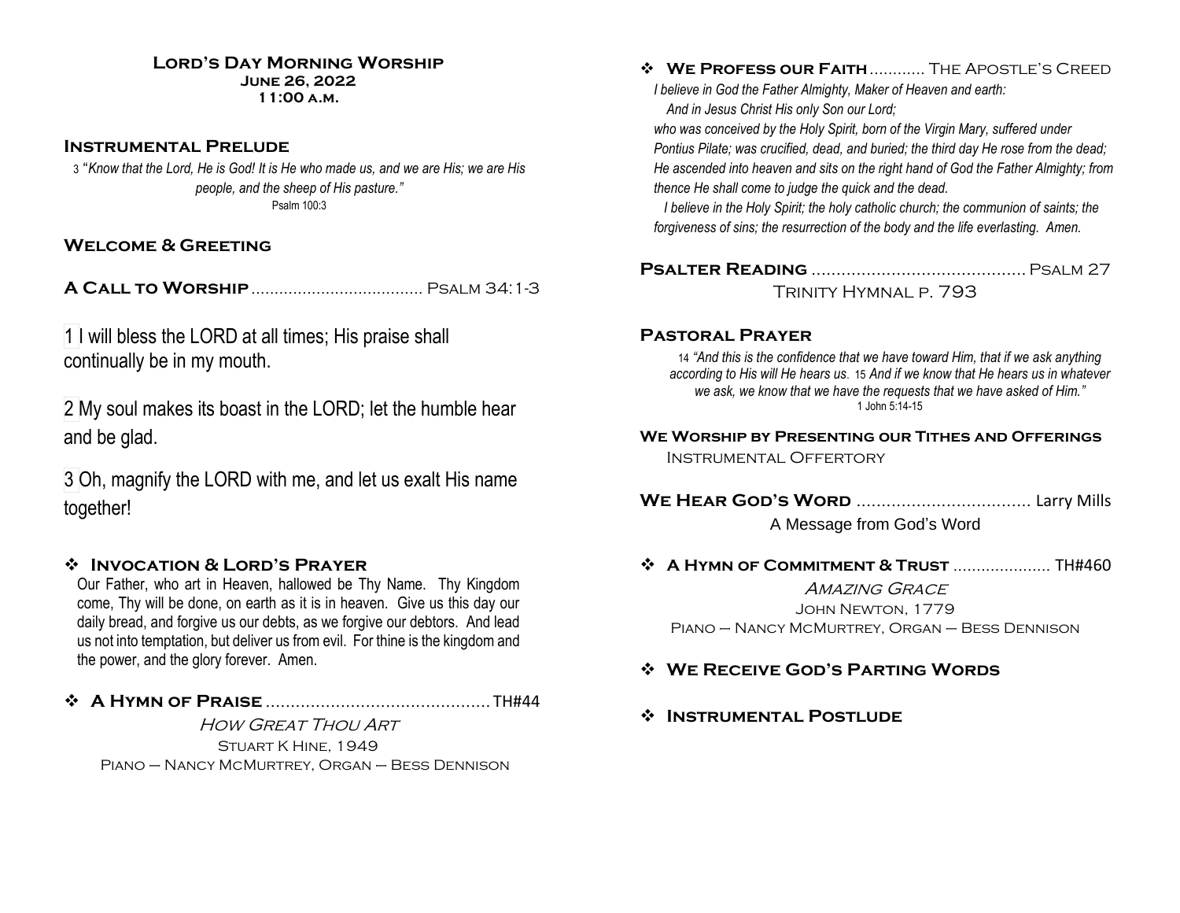# Lord's Day Morning Worship
**June 26, 2022**
**11:00 a.m.**

## Instrumental Prelude

3 *"Know that the Lord, He is God! It is He who made us, and we are His; we are His people, and the sheep of His pasture."*
Psalm 100:3

## Welcome & Greeting

## A Call to Worship .................................... Psalm 34:1-3

1 I will bless the LORD at all times; His praise shall continually be in my mouth.

2 My soul makes its boast in the LORD; let the humble hear and be glad.

3 Oh, magnify the LORD with me, and let us exalt His name together!

## ❖ Invocation & Lord's Prayer

Our Father, who art in Heaven, hallowed be Thy Name. Thy Kingdom come, Thy will be done, on earth as it is in heaven. Give us this day our daily bread, and forgive us our debts, as we forgive our debtors. And lead us not into temptation, but deliver us from evil. For thine is the kingdom and the power, and the glory forever. Amen.

## ❖ A Hymn of Praise ............................................. TH#44

*How Great Thou Art*
Stuart K Hine, 1949
Piano – Nancy McMurtrey, Organ – Bess Dennison

## ❖ We Profess our Faith ............ The Apostle's Creed

*I believe in God the Father Almighty, Maker of Heaven and earth:*
*And in Jesus Christ His only Son our Lord;*
*who was conceived by the Holy Spirit, born of the Virgin Mary, suffered under Pontius Pilate; was crucified, dead, and buried; the third day He rose from the dead; He ascended into heaven and sits on the right hand of God the Father Almighty; from thence He shall come to judge the quick and the dead.*
*I believe in the Holy Spirit; the holy catholic church; the communion of saints; the forgiveness of sins; the resurrection of the body and the life everlasting. Amen.*

## Psalter Reading ........................................... Psalm 27

Trinity Hymnal p. 793

## Pastoral Prayer

14 *"And this is the confidence that we have toward Him, that if we ask anything according to His will He hears us.* 15 *And if we know that He hears us in whatever we ask, we know that we have the requests that we have asked of Him."*
1 John 5:14-15

## We Worship by Presenting our Tithes and Offerings

Instrumental Offertory

## We Hear God's Word ................................... Larry Mills

A Message from God's Word

## ❖ A Hymn of Commitment & Trust ..................... TH#460

*Amazing Grace*
John Newton, 1779
Piano – Nancy McMurtrey, Organ – Bess Dennison

## ❖ We Receive God's Parting Words

## ❖ Instrumental Postlude